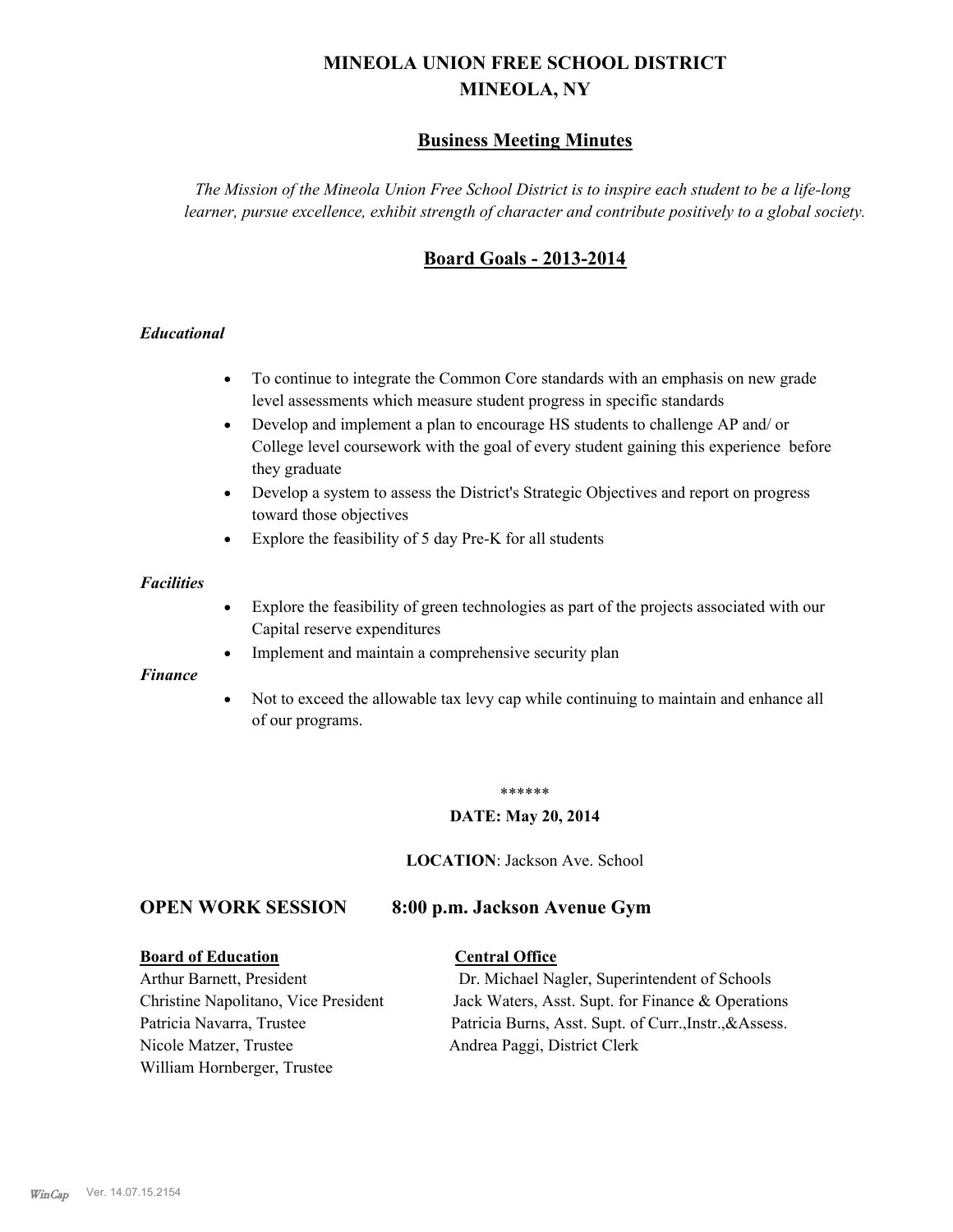# MINEOLA UNION FREE SCHOOL DISTRICT
# MINEOLA, NY

## Business Meeting Minutes

*The Mission of the Mineola Union Free School District is to inspire each student to be a life-long learner, pursue excellence, exhibit strength of character and contribute positively to a global society.*

## Board Goals - 2013-2014

### *Educational*

- To continue to integrate the Common Core standards with an emphasis on new grade level assessments which measure student progress in specific standards
- Develop and implement a plan to encourage HS students to challenge AP and/ or College level coursework with the goal of every student gaining this experience before they graduate
- Develop a system to assess the District's Strategic Objectives and report on progress toward those objectives
- Explore the feasibility of 5 day Pre-K for all students

### *Facilities*

- Explore the feasibility of green technologies as part of the projects associated with our Capital reserve expenditures
- Implement and maintain a comprehensive security plan

### *Finance*

- Not to exceed the allowable tax levy cap while continuing to maintain and enhance all of our programs.

******

**DATE: May 20, 2014**

**LOCATION**: Jackson Ave. School

## OPEN WORK SESSION 8:00 p.m. Jackson Avenue Gym

| **Board of Education** | **Central Office** |
|---|---|
| Arthur Barnett, President | Dr. Michael Nagler, Superintendent of Schools |
| Christine Napolitano, Vice President | Jack Waters, Asst. Supt. for Finance & Operations |
| Patricia Navarra, Trustee | Patricia Burns, Asst. Supt. of Curr.,Instr.,&Assess. |
| Nicole Matzer, Trustee | Andrea Paggi, District Clerk |
| William Hornberger, Trustee | |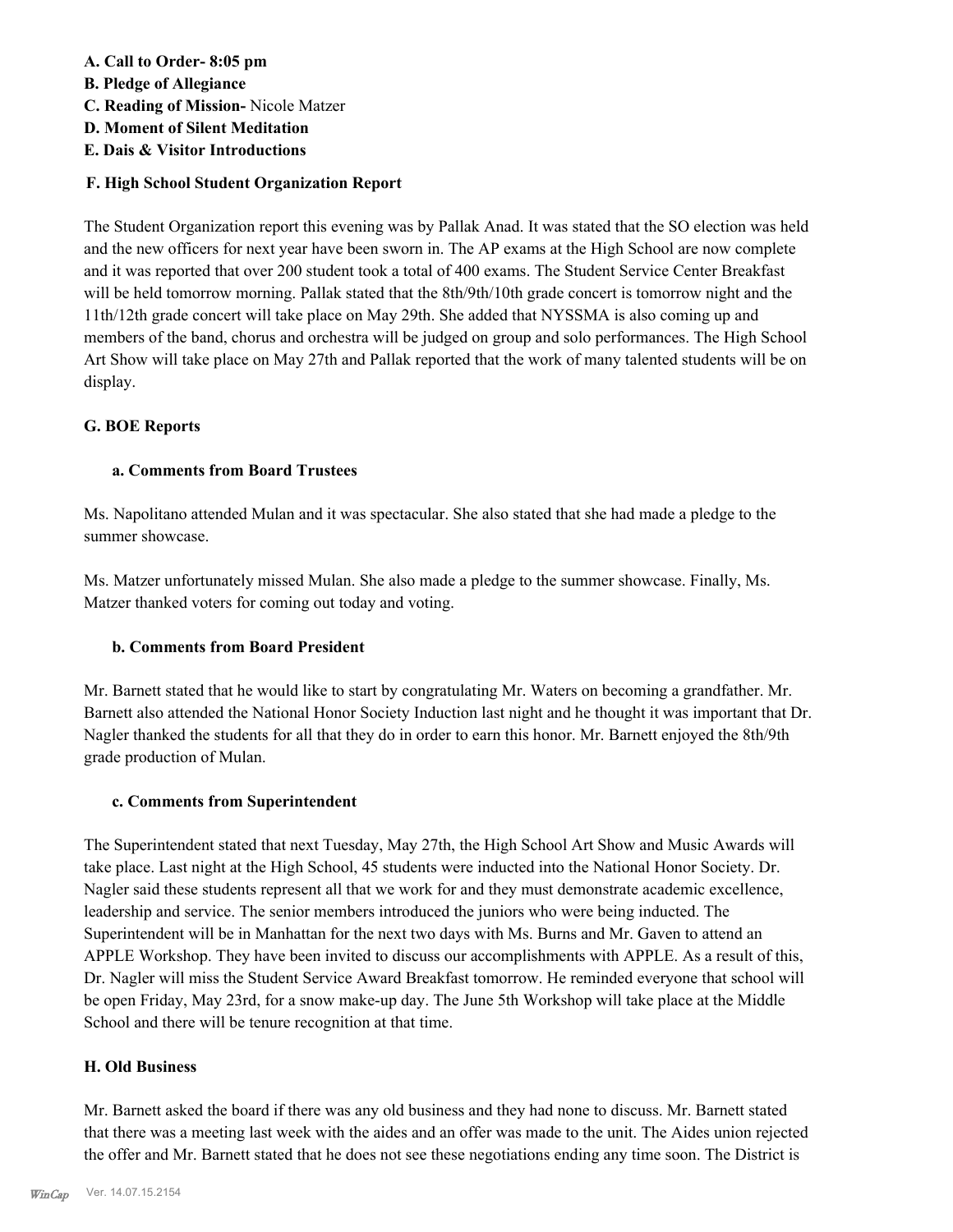**A. Call to Order- 8:05 pm**
**B. Pledge of Allegiance**
**C. Reading of Mission-** Nicole Matzer
**D. Moment of Silent Meditation**
**E. Dais & Visitor Introductions**

**F. High School Student Organization Report**

The Student Organization report this evening was by Pallak Anad. It was stated that the SO election was held and the new officers for next year have been sworn in. The AP exams at the High School are now complete and it was reported that over 200 student took a total of 400 exams. The Student Service Center Breakfast will be held tomorrow morning. Pallak stated that the 8th/9th/10th grade concert is tomorrow night and the 11th/12th grade concert will take place on May 29th. She added that NYSSMA is also coming up and members of the band, chorus and orchestra will be judged on group and solo performances. The High School Art Show will take place on May 27th and Pallak reported that the work of many talented students will be on display.

**G. BOE Reports**

**a. Comments from Board Trustees**

Ms. Napolitano attended Mulan and it was spectacular. She also stated that she had made a pledge to the summer showcase.

Ms. Matzer unfortunately missed Mulan. She also made a pledge to the summer showcase. Finally, Ms. Matzer thanked voters for coming out today and voting.

**b. Comments from Board President**

Mr. Barnett stated that he would like to start by congratulating Mr. Waters on becoming a grandfather. Mr. Barnett also attended the National Honor Society Induction last night and he thought it was important that Dr. Nagler thanked the students for all that they do in order to earn this honor. Mr. Barnett enjoyed the 8th/9th grade production of Mulan.

**c. Comments from Superintendent**

The Superintendent stated that next Tuesday, May 27th, the High School Art Show and Music Awards will take place. Last night at the High School, 45 students were inducted into the National Honor Society. Dr. Nagler said these students represent all that we work for and they must demonstrate academic excellence, leadership and service. The senior members introduced the juniors who were being inducted. The Superintendent will be in Manhattan for the next two days with Ms. Burns and Mr. Gaven to attend an APPLE Workshop. They have been invited to discuss our accomplishments with APPLE. As a result of this, Dr. Nagler will miss the Student Service Award Breakfast tomorrow. He reminded everyone that school will be open Friday, May 23rd, for a snow make-up day. The June 5th Workshop will take place at the Middle School and there will be tenure recognition at that time.

**H. Old Business**

Mr. Barnett asked the board if there was any old business and they had none to discuss. Mr. Barnett stated that there was a meeting last week with the aides and an offer was made to the unit. The Aides union rejected the offer and Mr. Barnett stated that he does not see these negotiations ending any time soon. The District is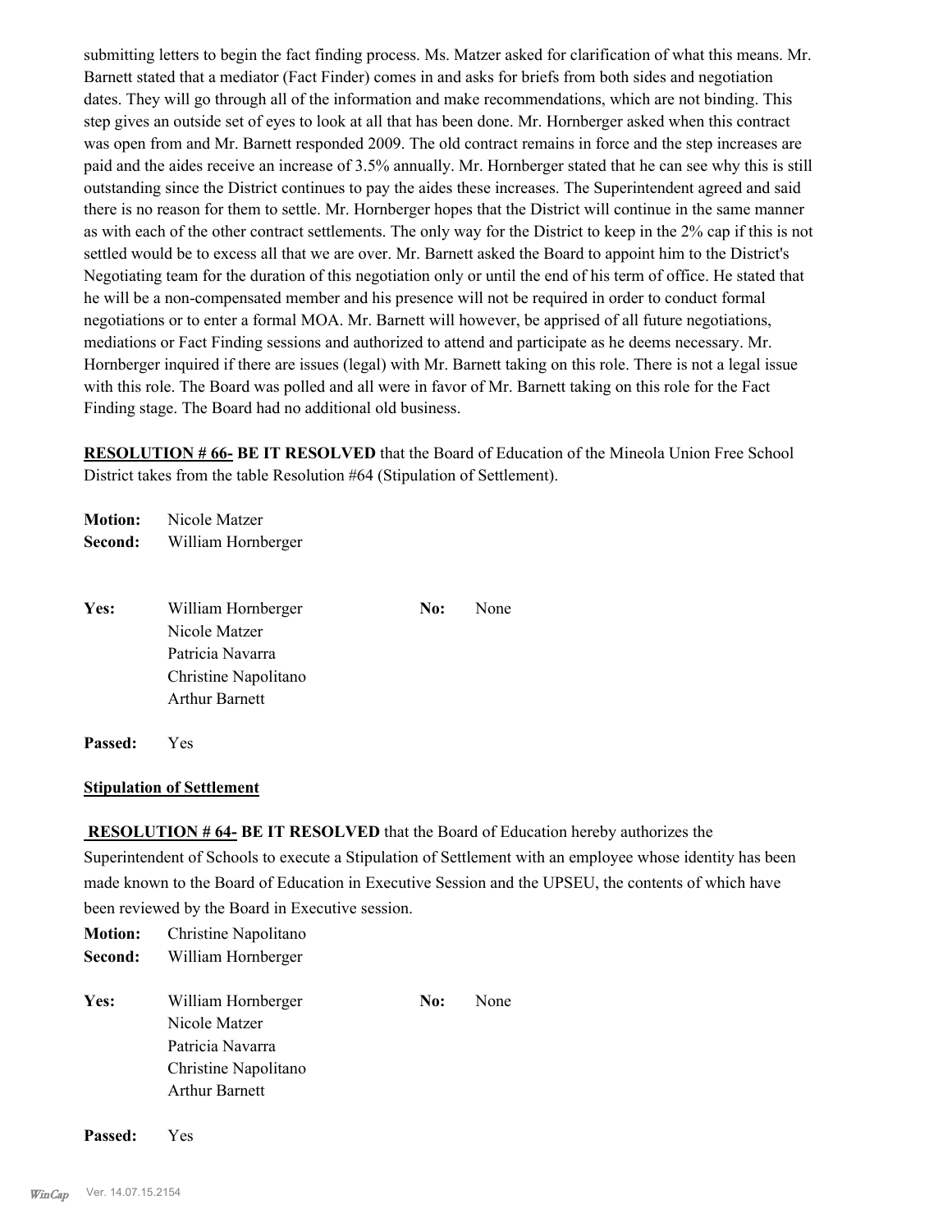submitting letters to begin the fact finding process. Ms. Matzer asked for clarification of what this means. Mr. Barnett stated that a mediator (Fact Finder) comes in and asks for briefs from both sides and negotiation dates. They will go through all of the information and make recommendations, which are not binding. This step gives an outside set of eyes to look at all that has been done. Mr. Hornberger asked when this contract was open from and Mr. Barnett responded 2009. The old contract remains in force and the step increases are paid and the aides receive an increase of 3.5% annually. Mr. Hornberger stated that he can see why this is still outstanding since the District continues to pay the aides these increases. The Superintendent agreed and said there is no reason for them to settle. Mr. Hornberger hopes that the District will continue in the same manner as with each of the other contract settlements. The only way for the District to keep in the 2% cap if this is not settled would be to excess all that we are over. Mr. Barnett asked the Board to appoint him to the District's Negotiating team for the duration of this negotiation only or until the end of his term of office. He stated that he will be a non-compensated member and his presence will not be required in order to conduct formal negotiations or to enter a formal MOA. Mr. Barnett will however, be apprised of all future negotiations, mediations or Fact Finding sessions and authorized to attend and participate as he deems necessary. Mr. Hornberger inquired if there are issues (legal) with Mr. Barnett taking on this role. There is not a legal issue with this role. The Board was polled and all were in favor of Mr. Barnett taking on this role for the Fact Finding stage. The Board had no additional old business.

**RESOLUTION # 66- BE IT RESOLVED** that the Board of Education of the Mineola Union Free School District takes from the table Resolution #64 (Stipulation of Settlement).

**Motion:** Nicole Matzer
**Second:** William Hornberger

**Yes:** William Hornberger, Nicole Matzer, Patricia Navarra, Christine Napolitano, Arthur Barnett
**No:** None

**Passed:** Yes

**Stipulation of Settlement**

**RESOLUTION # 64- BE IT RESOLVED** that the Board of Education hereby authorizes the Superintendent of Schools to execute a Stipulation of Settlement with an employee whose identity has been made known to the Board of Education in Executive Session and the UPSEU, the contents of which have been reviewed by the Board in Executive session.

**Motion:** Christine Napolitano
**Second:** William Hornberger

**Yes:** William Hornberger, Nicole Matzer, Patricia Navarra, Christine Napolitano, Arthur Barnett
**No:** None

**Passed:** Yes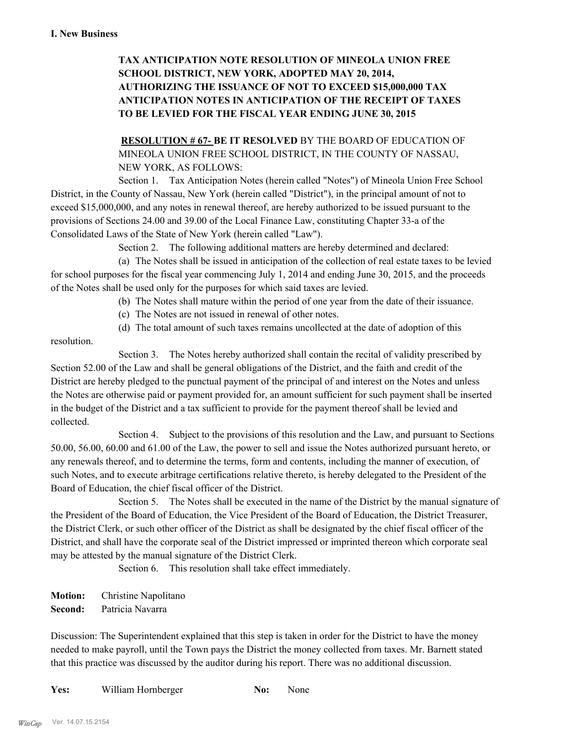### I. New Business

**TAX ANTICIPATION NOTE RESOLUTION OF MINEOLA UNION FREE SCHOOL DISTRICT, NEW YORK, ADOPTED MAY 20, 2014, AUTHORIZING THE ISSUANCE OF NOT TO EXCEED $15,000,000 TAX ANTICIPATION NOTES IN ANTICIPATION OF THE RECEIPT OF TAXES TO BE LEVIED FOR THE FISCAL YEAR ENDING JUNE 30, 2015**

**RESOLUTION # 67- BE IT RESOLVED** BY THE BOARD OF EDUCATION OF MINEOLA UNION FREE SCHOOL DISTRICT, IN THE COUNTY OF NASSAU, NEW YORK, AS FOLLOWS:

Section 1. Tax Anticipation Notes (herein called "Notes") of Mineola Union Free School District, in the County of Nassau, New York (herein called "District"), in the principal amount of not to exceed $15,000,000, and any notes in renewal thereof, are hereby authorized to be issued pursuant to the provisions of Sections 24.00 and 39.00 of the Local Finance Law, constituting Chapter 33-a of the Consolidated Laws of the State of New York (herein called "Law").

Section 2. The following additional matters are hereby determined and declared:

(a) The Notes shall be issued in anticipation of the collection of real estate taxes to be levied for school purposes for the fiscal year commencing July 1, 2014 and ending June 30, 2015, and the proceeds of the Notes shall be used only for the purposes for which said taxes are levied.

(b) The Notes shall mature within the period of one year from the date of their issuance.

(c) The Notes are not issued in renewal of other notes.

(d) The total amount of such taxes remains uncollected at the date of adoption of this resolution.

Section 3. The Notes hereby authorized shall contain the recital of validity prescribed by Section 52.00 of the Law and shall be general obligations of the District, and the faith and credit of the District are hereby pledged to the punctual payment of the principal of and interest on the Notes and unless the Notes are otherwise paid or payment provided for, an amount sufficient for such payment shall be inserted in the budget of the District and a tax sufficient to provide for the payment thereof shall be levied and collected.

Section 4. Subject to the provisions of this resolution and the Law, and pursuant to Sections 50.00, 56.00, 60.00 and 61.00 of the Law, the power to sell and issue the Notes authorized pursuant hereto, or any renewals thereof, and to determine the terms, form and contents, including the manner of execution, of such Notes, and to execute arbitrage certifications relative thereto, is hereby delegated to the President of the Board of Education, the chief fiscal officer of the District.

Section 5. The Notes shall be executed in the name of the District by the manual signature of the President of the Board of Education, the Vice President of the Board of Education, the District Treasurer, the District Clerk, or such other officer of the District as shall be designated by the chief fiscal officer of the District, and shall have the corporate seal of the District impressed or imprinted thereon which corporate seal may be attested by the manual signature of the District Clerk.

Section 6. This resolution shall take effect immediately.

**Motion:** Christine Napolitano
**Second:** Patricia Navarra

Discussion: The Superintendent explained that this step is taken in order for the District to have the money needed to make payroll, until the Town pays the District the money collected from taxes. Mr. Barnett stated that this practice was discussed by the auditor during his report. There was no additional discussion.

**Yes:** William Hornberger **No:** None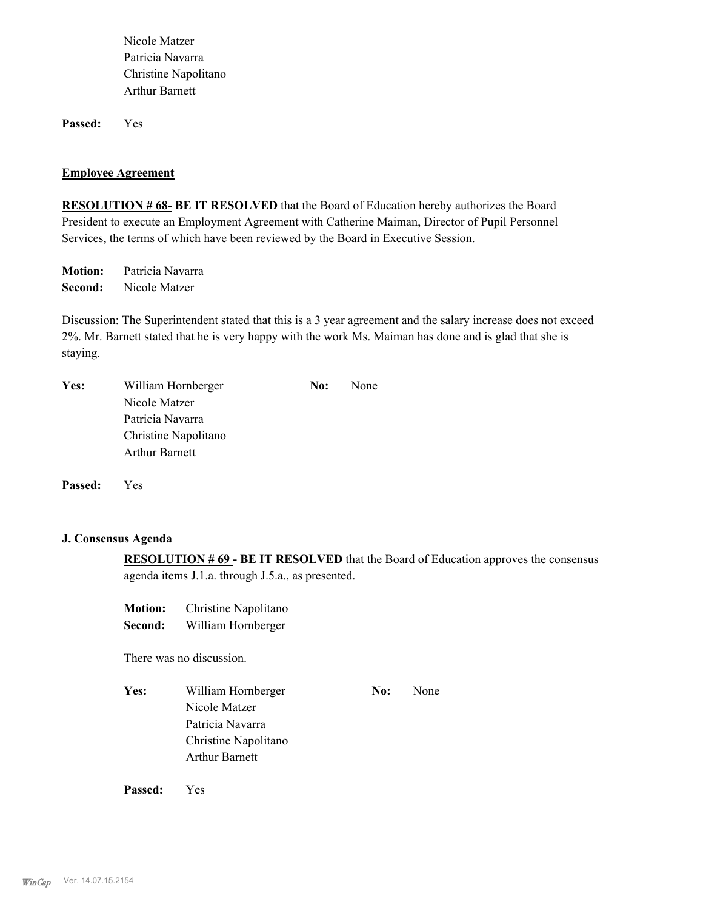Nicole Matzer
Patricia Navarra
Christine Napolitano
Arthur Barnett

**Passed:** Yes

**Employee Agreement**

**RESOLUTION # 68- BE IT RESOLVED** that the Board of Education hereby authorizes the Board President to execute an Employment Agreement with Catherine Maiman, Director of Pupil Personnel Services, the terms of which have been reviewed by the Board in Executive Session.

**Motion:** Patricia Navarra
**Second:** Nicole Matzer

Discussion: The Superintendent stated that this is a 3 year agreement and the salary increase does not exceed 2%. Mr. Barnett stated that he is very happy with the work Ms. Maiman has done and is glad that she is staying.

**Yes:** William Hornberger
Nicole Matzer
Patricia Navarra
Christine Napolitano
Arthur Barnett

**No:** None

**Passed:** Yes

**J. Consensus Agenda**

**RESOLUTION # 69 - BE IT RESOLVED** that the Board of Education approves the consensus agenda items J.1.a. through J.5.a., as presented.

**Motion:** Christine Napolitano
**Second:** William Hornberger

There was no discussion.

**Yes:** William Hornberger
Nicole Matzer
Patricia Navarra
Christine Napolitano
Arthur Barnett

**No:** None

**Passed:** Yes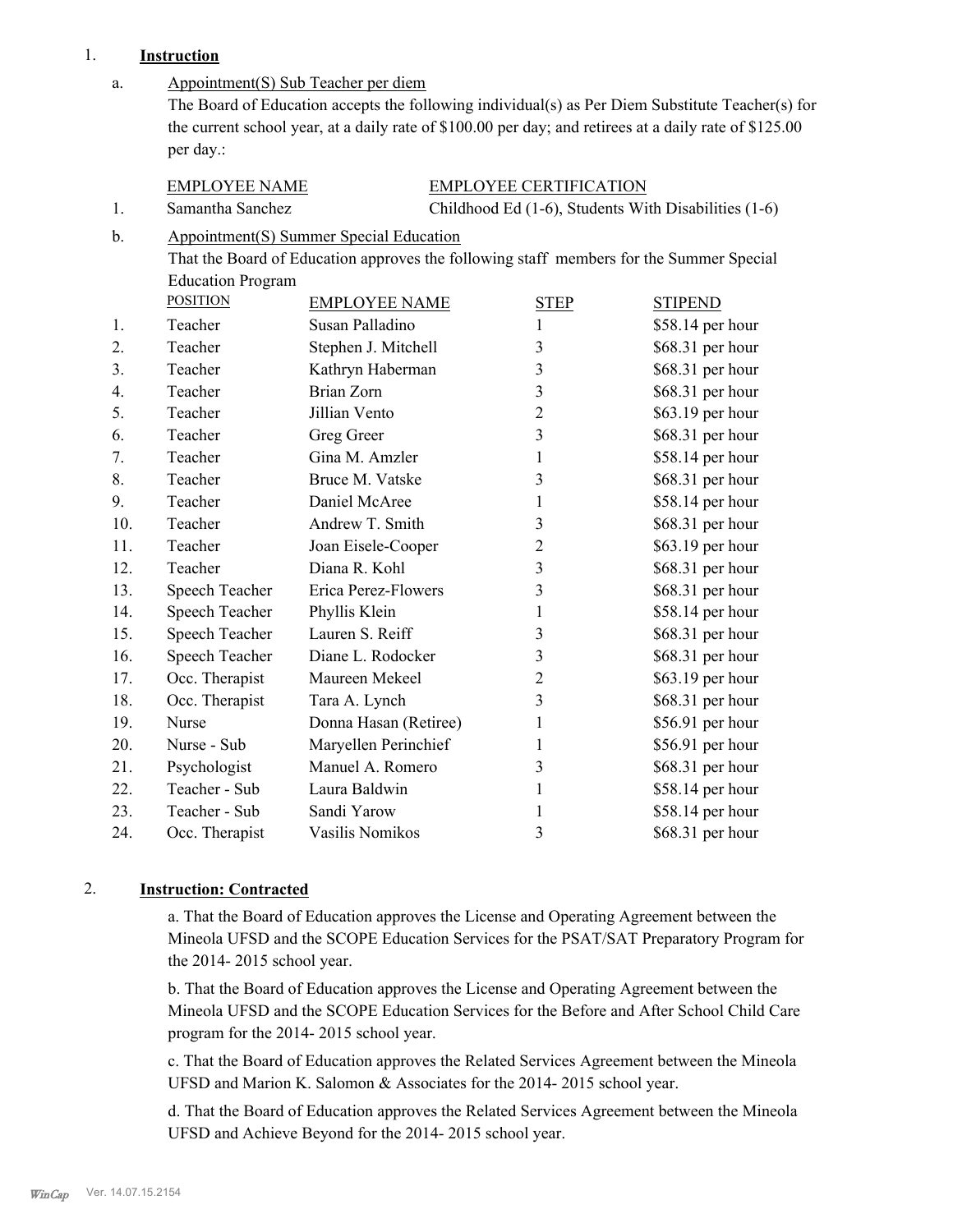1. **Instruction**

   a. Appointment(S) Sub Teacher per diem

   The Board of Education accepts the following individual(s) as Per Diem Substitute Teacher(s) for the current school year, at a daily rate of $100.00 per day; and retirees at a daily rate of $125.00 per day.:

| | EMPLOYEE NAME | EMPLOYEE CERTIFICATION |
|---|---|---|
| 1. | Samantha Sanchez | Childhood Ed (1-6), Students With Disabilities (1-6) |

   b. Appointment(S) Summer Special Education

   That the Board of Education approves the following staff members for the Summer Special Education Program

| | POSITION | EMPLOYEE NAME | STEP | STIPEND |
|---|---|---|---|---|
| 1. | Teacher | Susan Palladino | 1 | $58.14 per hour |
| 2. | Teacher | Stephen J. Mitchell | 3 | $68.31 per hour |
| 3. | Teacher | Kathryn Haberman | 3 | $68.31 per hour |
| 4. | Teacher | Brian Zorn | 3 | $68.31 per hour |
| 5. | Teacher | Jillian Vento | 2 | $63.19 per hour |
| 6. | Teacher | Greg Greer | 3 | $68.31 per hour |
| 7. | Teacher | Gina M. Amzler | 1 | $58.14 per hour |
| 8. | Teacher | Bruce M. Vatske | 3 | $68.31 per hour |
| 9. | Teacher | Daniel McAree | 1 | $58.14 per hour |
| 10. | Teacher | Andrew T. Smith | 3 | $68.31 per hour |
| 11. | Teacher | Joan Eisele-Cooper | 2 | $63.19 per hour |
| 12. | Teacher | Diana R. Kohl | 3 | $68.31 per hour |
| 13. | Speech Teacher | Erica Perez-Flowers | 3 | $68.31 per hour |
| 14. | Speech Teacher | Phyllis Klein | 1 | $58.14 per hour |
| 15. | Speech Teacher | Lauren S. Reiff | 3 | $68.31 per hour |
| 16. | Speech Teacher | Diane L. Rodocker | 3 | $68.31 per hour |
| 17. | Occ. Therapist | Maureen Mekeel | 2 | $63.19 per hour |
| 18. | Occ. Therapist | Tara A. Lynch | 3 | $68.31 per hour |
| 19. | Nurse | Donna Hasan (Retiree) | 1 | $56.91 per hour |
| 20. | Nurse - Sub | Maryellen Perinchief | 1 | $56.91 per hour |
| 21. | Psychologist | Manuel A. Romero | 3 | $68.31 per hour |
| 22. | Teacher - Sub | Laura Baldwin | 1 | $58.14 per hour |
| 23. | Teacher - Sub | Sandi Yarow | 1 | $58.14 per hour |
| 24. | Occ. Therapist | Vasilis Nomikos | 3 | $68.31 per hour |

2. **Instruction: Contracted**

   a. That the Board of Education approves the License and Operating Agreement between the Mineola UFSD and the SCOPE Education Services for the PSAT/SAT Preparatory Program for the 2014- 2015 school year.

   b. That the Board of Education approves the License and Operating Agreement between the Mineola UFSD and the SCOPE Education Services for the Before and After School Child Care program for the 2014- 2015 school year.

   c. That the Board of Education approves the Related Services Agreement between the Mineola UFSD and Marion K. Salomon & Associates for the 2014- 2015 school year.

   d. That the Board of Education approves the Related Services Agreement between the Mineola UFSD and Achieve Beyond for the 2014- 2015 school year.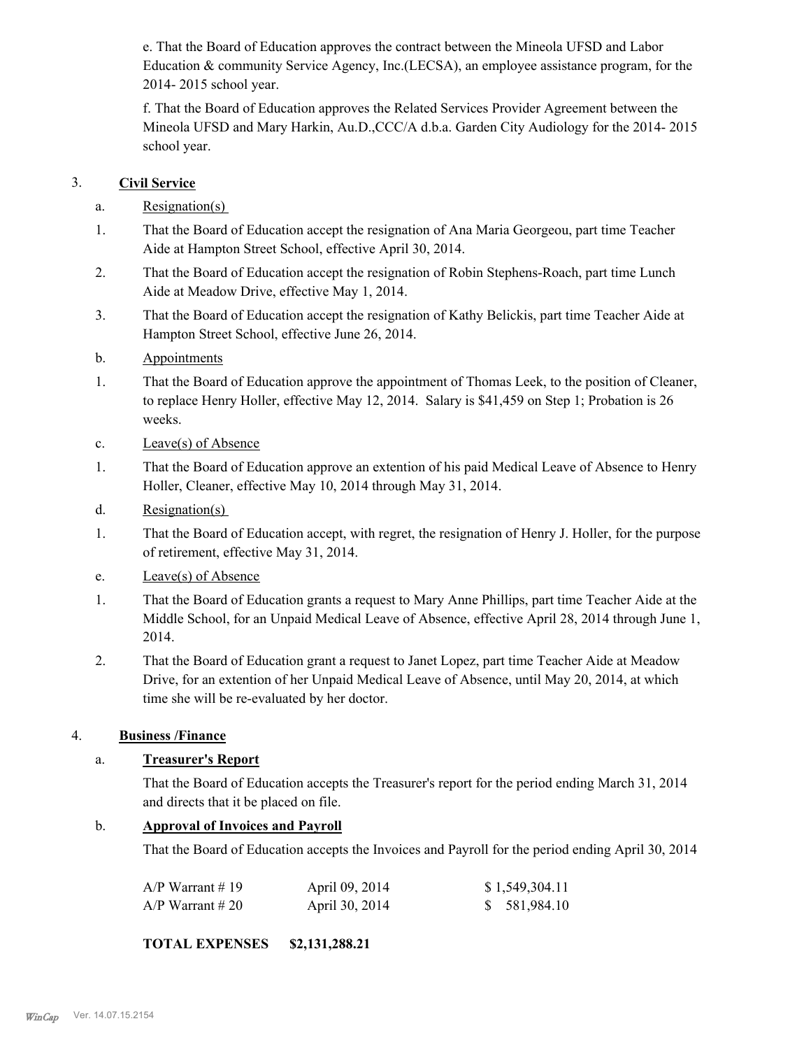e. That the Board of Education approves the contract between the Mineola UFSD and Labor Education & community Service Agency, Inc.(LECSA), an employee assistance program, for the 2014- 2015 school year.

f. That the Board of Education approves the Related Services Provider Agreement between the Mineola UFSD and Mary Harkin, Au.D.,CCC/A d.b.a. Garden City Audiology for the 2014- 2015 school year.

3. **Civil Service**

a. Resignation(s)

1. That the Board of Education accept the resignation of Ana Maria Georgeou, part time Teacher Aide at Hampton Street School, effective April 30, 2014.

2. That the Board of Education accept the resignation of Robin Stephens-Roach, part time Lunch Aide at Meadow Drive, effective May 1, 2014.

3. That the Board of Education accept the resignation of Kathy Belickis, part time Teacher Aide at Hampton Street School, effective June 26, 2014.

b. Appointments

1. That the Board of Education approve the appointment of Thomas Leek, to the position of Cleaner, to replace Henry Holler, effective May 12, 2014. Salary is $41,459 on Step 1; Probation is 26 weeks.

c. Leave(s) of Absence

1. That the Board of Education approve an extention of his paid Medical Leave of Absence to Henry Holler, Cleaner, effective May 10, 2014 through May 31, 2014.

d. Resignation(s)

1. That the Board of Education accept, with regret, the resignation of Henry J. Holler, for the purpose of retirement, effective May 31, 2014.

e. Leave(s) of Absence

1. That the Board of Education grants a request to Mary Anne Phillips, part time Teacher Aide at the Middle School, for an Unpaid Medical Leave of Absence, effective April 28, 2014 through June 1, 2014.

2. That the Board of Education grant a request to Janet Lopez, part time Teacher Aide at Meadow Drive, for an extention of her Unpaid Medical Leave of Absence, until May 20, 2014, at which time she will be re-evaluated by her doctor.

4. **Business /Finance**

a. **Treasurer's Report**

That the Board of Education accepts the Treasurer's report for the period ending March 31, 2014 and directs that it be placed on file.

b. **Approval of Invoices and Payroll**

That the Board of Education accepts the Invoices and Payroll for the period ending April 30, 2014

| | | |
|---|---|---|
| A/P Warrant # 19 | April 09, 2014 | $ 1,549,304.11 |
| A/P Warrant # 20 | April 30, 2014 | $ 581,984.10 |

**TOTAL EXPENSES $2,131,288.21**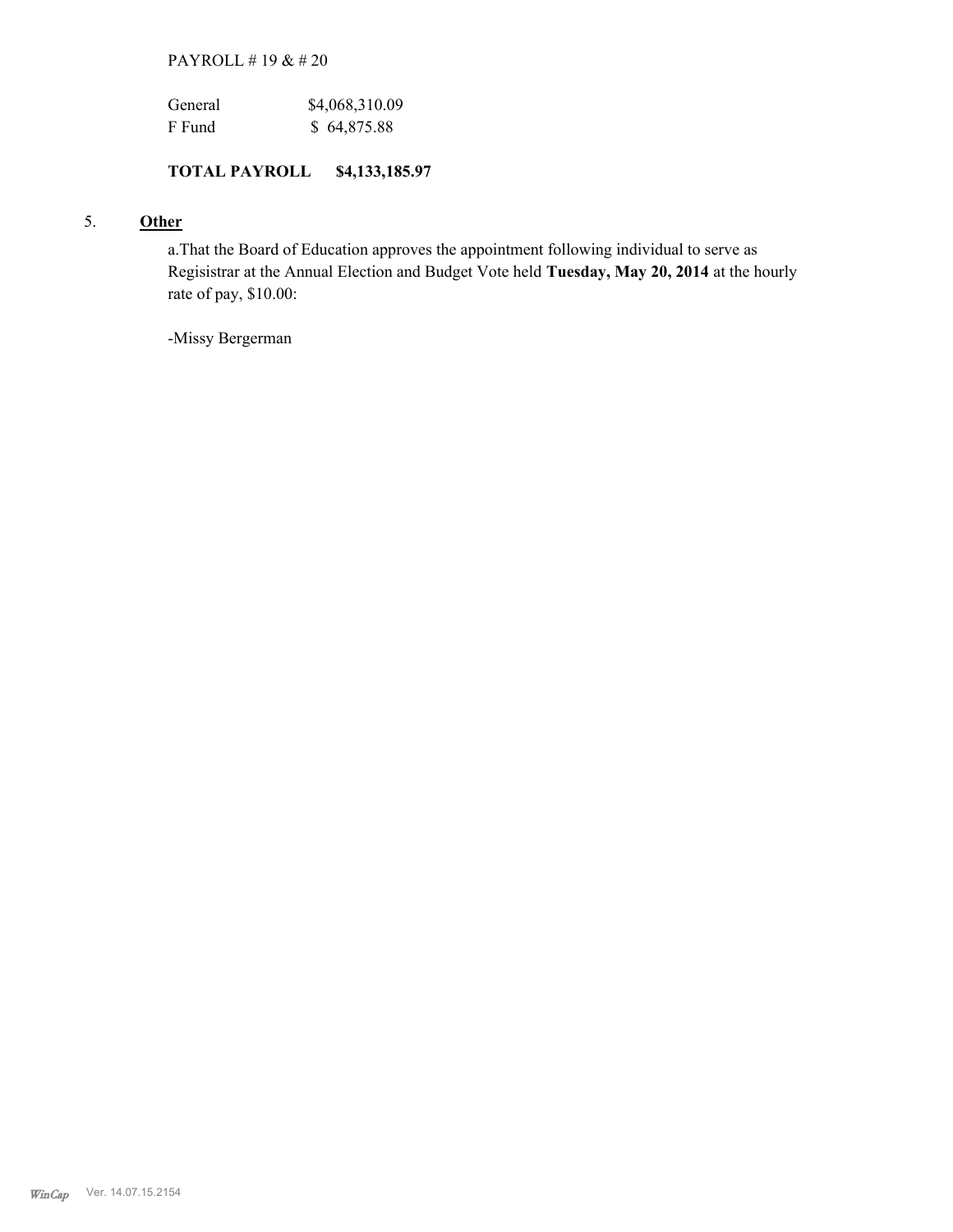PAYROLL # 19 & # 20

| | |
|---|---|
| General | $4,068,310.09 |
| F Fund | $ 64,875.88 |

**TOTAL PAYROLL $4,133,185.97**

5. **Other**

a.That the Board of Education approves the appointment following individual to serve as Regisistrar at the Annual Election and Budget Vote held **Tuesday, May 20, 2014** at the hourly rate of pay, $10.00:

-Missy Bergerman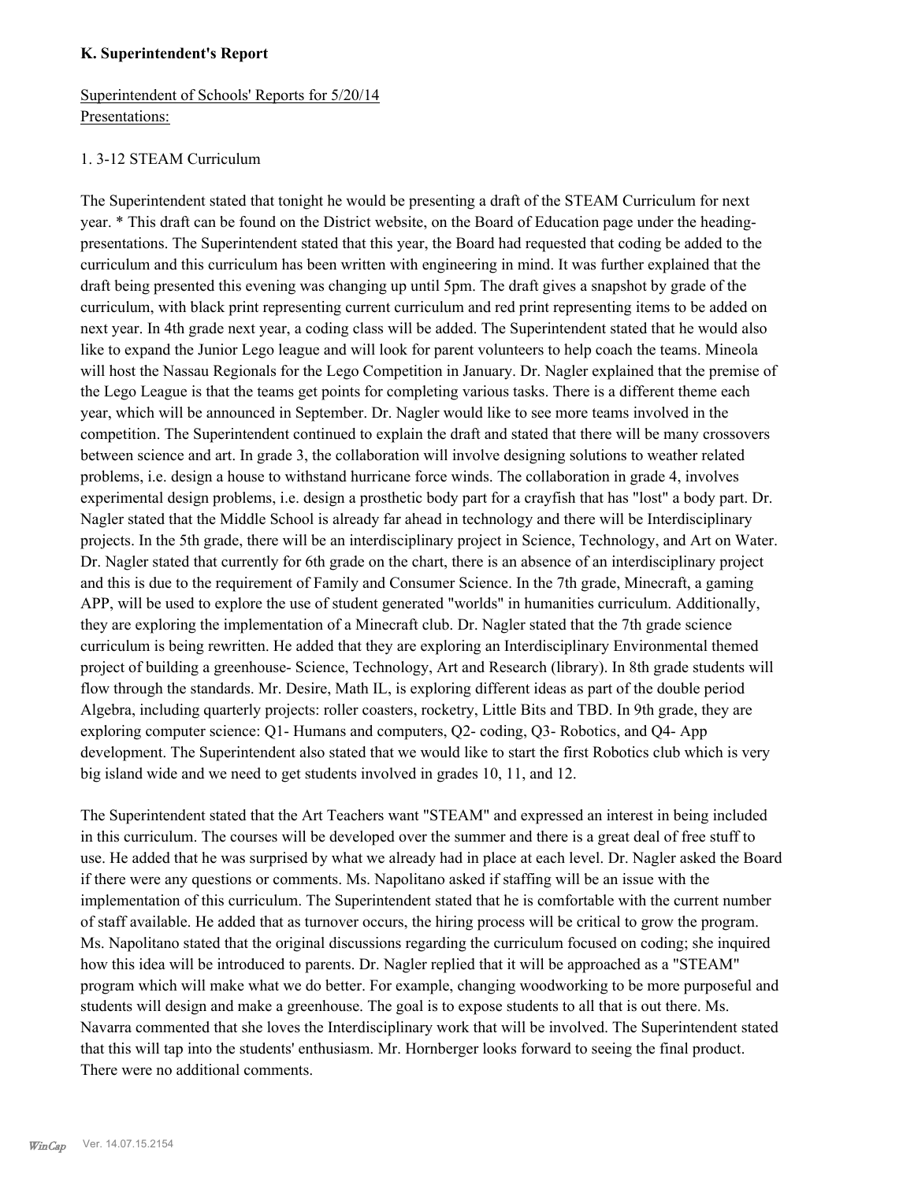### K. Superintendent's Report

Superintendent of Schools' Reports for 5/20/14
Presentations:

1. 3-12 STEAM Curriculum

The Superintendent stated that tonight he would be presenting a draft of the STEAM Curriculum for next year. * This draft can be found on the District website, on the Board of Education page under the heading- presentations. The Superintendent stated that this year, the Board had requested that coding be added to the curriculum and this curriculum has been written with engineering in mind. It was further explained that the draft being presented this evening was changing up until 5pm. The draft gives a snapshot by grade of the curriculum, with black print representing current curriculum and red print representing items to be added on next year. In 4th grade next year, a coding class will be added. The Superintendent stated that he would also like to expand the Junior Lego league and will look for parent volunteers to help coach the teams. Mineola will host the Nassau Regionals for the Lego Competition in January. Dr. Nagler explained that the premise of the Lego League is that the teams get points for completing various tasks. There is a different theme each year, which will be announced in September. Dr. Nagler would like to see more teams involved in the competition. The Superintendent continued to explain the draft and stated that there will be many crossovers between science and art. In grade 3, the collaboration will involve designing solutions to weather related problems, i.e. design a house to withstand hurricane force winds. The collaboration in grade 4, involves experimental design problems, i.e. design a prosthetic body part for a crayfish that has "lost" a body part. Dr. Nagler stated that the Middle School is already far ahead in technology and there will be Interdisciplinary projects. In the 5th grade, there will be an interdisciplinary project in Science, Technology, and Art on Water. Dr. Nagler stated that currently for 6th grade on the chart, there is an absence of an interdisciplinary project and this is due to the requirement of Family and Consumer Science. In the 7th grade, Minecraft, a gaming APP, will be used to explore the use of student generated "worlds" in humanities curriculum. Additionally, they are exploring the implementation of a Minecraft club. Dr. Nagler stated that the 7th grade science curriculum is being rewritten. He added that they are exploring an Interdisciplinary Environmental themed project of building a greenhouse- Science, Technology, Art and Research (library). In 8th grade students will flow through the standards. Mr. Desire, Math IL, is exploring different ideas as part of the double period Algebra, including quarterly projects: roller coasters, rocketry, Little Bits and TBD. In 9th grade, they are exploring computer science: Q1- Humans and computers, Q2- coding, Q3- Robotics, and Q4- App development. The Superintendent also stated that we would like to start the first Robotics club which is very big island wide and we need to get students involved in grades 10, 11, and 12.

The Superintendent stated that the Art Teachers want "STEAM" and expressed an interest in being included in this curriculum. The courses will be developed over the summer and there is a great deal of free stuff to use. He added that he was surprised by what we already had in place at each level. Dr. Nagler asked the Board if there were any questions or comments. Ms. Napolitano asked if staffing will be an issue with the implementation of this curriculum. The Superintendent stated that he is comfortable with the current number of staff available. He added that as turnover occurs, the hiring process will be critical to grow the program. Ms. Napolitano stated that the original discussions regarding the curriculum focused on coding; she inquired how this idea will be introduced to parents. Dr. Nagler replied that it will be approached as a "STEAM" program which will make what we do better. For example, changing woodworking to be more purposeful and students will design and make a greenhouse. The goal is to expose students to all that is out there. Ms. Navarra commented that she loves the Interdisciplinary work that will be involved. The Superintendent stated that this will tap into the students' enthusiasm. Mr. Hornberger looks forward to seeing the final product. There were no additional comments.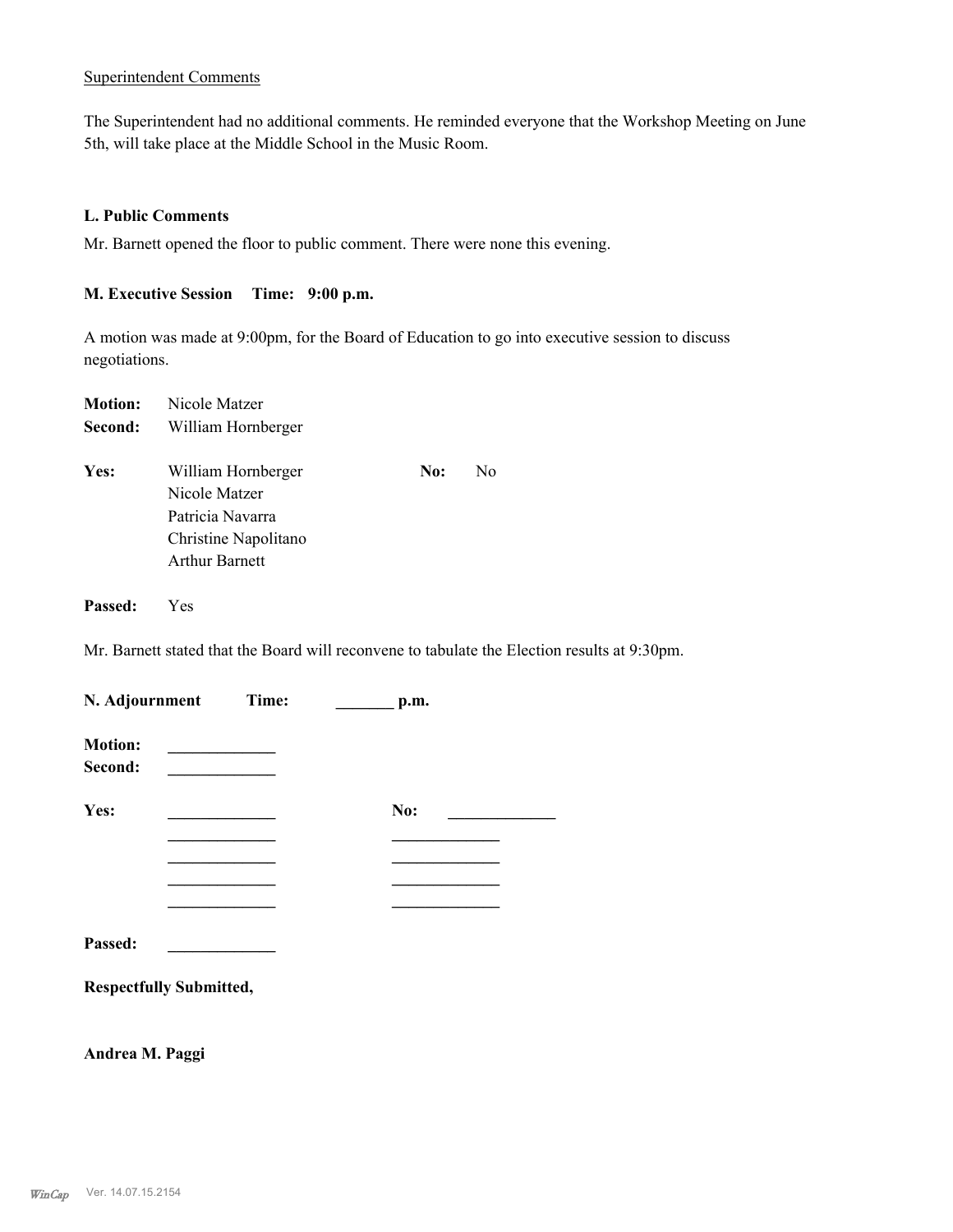Superintendent Comments

The Superintendent had no additional comments. He reminded everyone that the Workshop Meeting on June 5th, will take place at the Middle School in the Music Room.

**L. Public Comments**

Mr. Barnett opened the floor to public comment. There were none this evening.

**M. Executive Session Time: 9:00 p.m.**

A motion was made at 9:00pm, for the Board of Education to go into executive session to discuss negotiations.

**Motion:** Nicole Matzer
**Second:** William Hornberger

| | | | |
|---|---|---|---|
| **Yes:** | William Hornberger | **No:** | No |
| | Nicole Matzer | | |
| | Patricia Navarra | | |
| | Christine Napolitano | | |
| | Arthur Barnett | | |

**Passed:** Yes

Mr. Barnett stated that the Board will reconvene to tabulate the Election results at 9:30pm.

**N. Adjournment Time: _______ p.m.**

**Motion:** _____________
**Second:** _____________

| | | | |
|---|---|---|---|
| **Yes:** | _____________ | **No:** | _____________ |
| | _____________ | | _____________ |
| | _____________ | | _____________ |
| | _____________ | | _____________ |
| | _____________ | | _____________ |

**Passed:** _____________

**Respectfully Submitted,**

**Andrea M. Paggi**